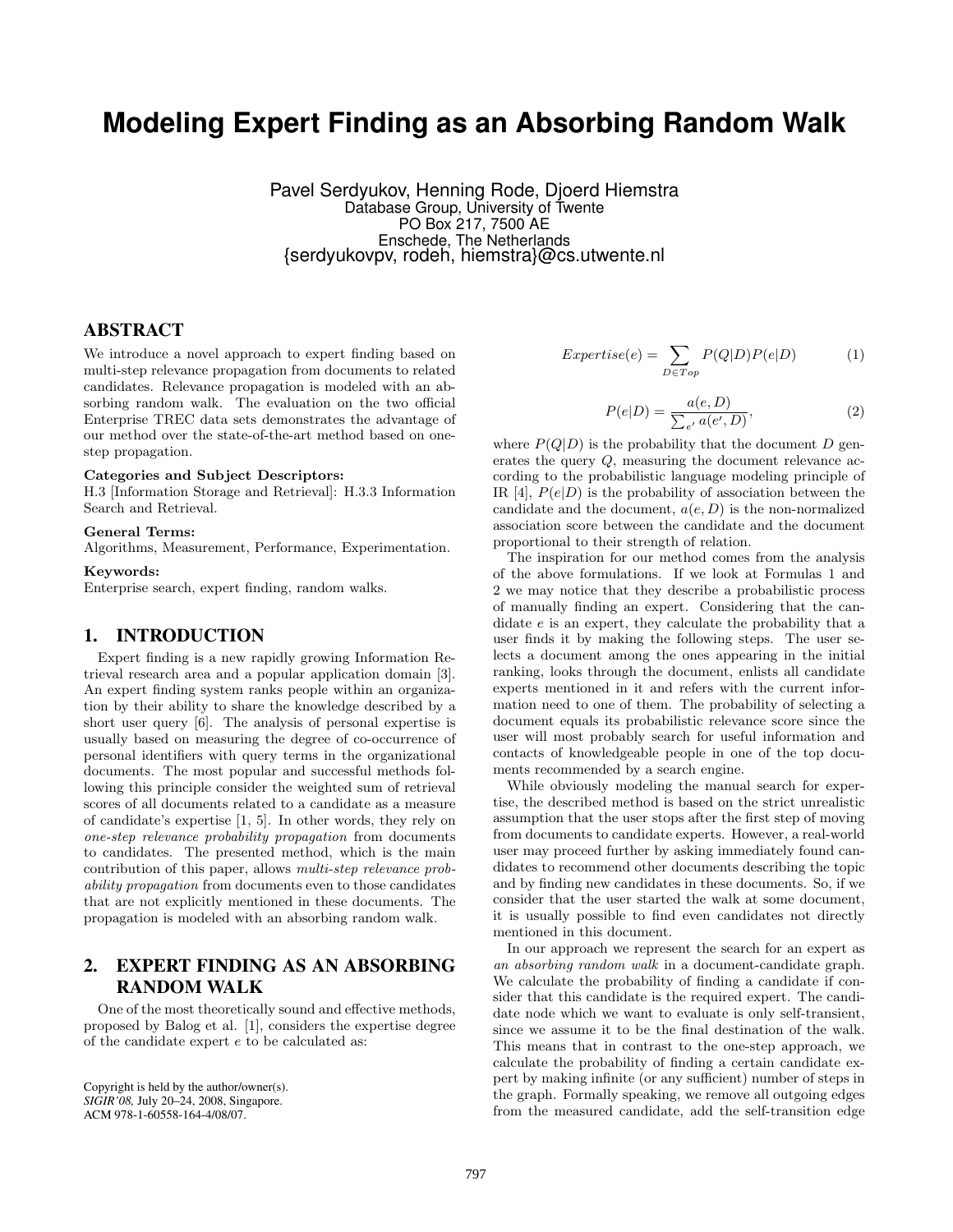# Modeling Expert Finding as an Absorbing Random Walk

Pavel Serdyukov, Henning Rode, Djoerd Hiemstra
Database Group, University of Twente
PO Box 217, 7500 AE
Enschede, The Netherlands
{serdyukovpv, rodeh, hiemstra}@cs.utwente.nl

## ABSTRACT

We introduce a novel approach to expert finding based on multi-step relevance propagation from documents to related candidates. Relevance propagation is modeled with an absorbing random walk. The evaluation on the two official Enterprise TREC data sets demonstrates the advantage of our method over the state-of-the-art method based on one-step propagation.

**Categories and Subject Descriptors:**
H.3 [Information Storage and Retrieval]: H.3.3 Information Search and Retrieval.

**General Terms:**
Algorithms, Measurement, Performance, Experimentation.

**Keywords:**
Enterprise search, expert finding, random walks.

## 1. INTRODUCTION

Expert finding is a new rapidly growing Information Retrieval research area and a popular application domain [3]. An expert finding system ranks people within an organization by their ability to share the knowledge described by a short user query [6]. The analysis of personal expertise is usually based on measuring the degree of co-occurrence of personal identifiers with query terms in the organizational documents. The most popular and successful methods following this principle consider the weighted sum of retrieval scores of all documents related to a candidate as a measure of candidate's expertise [1, 5]. In other words, they rely on *one-step relevance probability propagation* from documents to candidates. The presented method, which is the main contribution of this paper, allows *multi-step relevance probability propagation* from documents even to those candidates that are not explicitly mentioned in these documents. The propagation is modeled with an absorbing random walk.

## 2. EXPERT FINDING AS AN ABSORBING RANDOM WALK

One of the most theoretically sound and effective methods, proposed by Balog et al. [1], considers the expertise degree of the candidate expert $e$ to be calculated as:

$$Expertise(e) = \sum_{D \in Top} P(Q|D)P(e|D) \qquad (1)$$

$$P(e|D) = \frac{a(e, D)}{\sum_{e'} a(e', D)}, \qquad (2)$$

where $P(Q|D)$ is the probability that the document $D$ generates the query $Q$, measuring the document relevance according to the probabilistic language modeling principle of IR [4], $P(e|D)$ is the probability of association between the candidate and the document, $a(e, D)$ is the non-normalized association score between the candidate and the document proportional to their strength of relation.

The inspiration for our method comes from the analysis of the above formulations. If we look at Formulas 1 and 2 we may notice that they describe a probabilistic process of manually finding an expert. Considering that the candidate $e$ is an expert, they calculate the probability that a user finds it by making the following steps. The user selects a document among the ones appearing in the initial ranking, looks through the document, enlists all candidate experts mentioned in it and refers with the current information need to one of them. The probability of selecting a document equals its probabilistic relevance score since the user will most probably search for useful information and contacts of knowledgeable people in one of the top documents recommended by a search engine.

While obviously modeling the manual search for expertise, the described method is based on the strict unrealistic assumption that the user stops after the first step of moving from documents to candidate experts. However, a real-world user may proceed further by asking immediately found candidates to recommend other documents describing the topic and by finding new candidates in these documents. So, if we consider that the user started the walk at some document, it is usually possible to find even candidates not directly mentioned in this document.

In our approach we represent the search for an expert as *an absorbing random walk* in a document-candidate graph. We calculate the probability of finding a candidate if consider that this candidate is the required expert. The candidate node which we want to evaluate is only self-transient, since we assume it to be the final destination of the walk. This means that in contrast to the one-step approach, we calculate the probability of finding a certain candidate expert by making infinite (or any sufficient) number of steps in the graph. Formally speaking, we remove all outgoing edges from the measured candidate, add the self-transition edge

Copyright is held by the author/owner(s).
*SIGIR'08,* July 20–24, 2008, Singapore.
ACM 978-1-60558-164-4/08/07.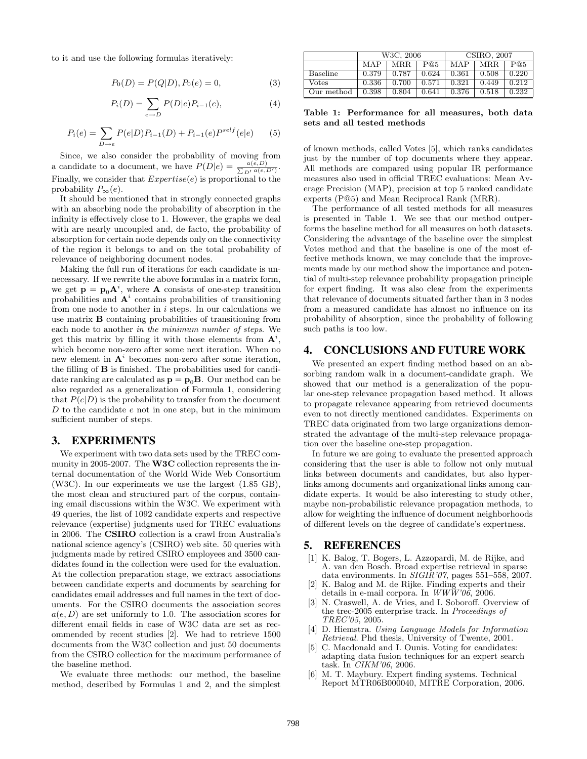to it and use the following formulas iteratively:

$$P_0(D) = P(Q|D), P_0(e) = 0, \tag{3}$$

$$P_i(D) = \sum_{e \to D} P(D|e)P_{i-1}(e), \tag{4}$$

$$P_i(e) = \sum_{D \to e} P(e|D)P_{i-1}(D) + P_{i-1}(e)P^{self}(e|e) \tag{5}$$

Since, we also consider the probability of moving from a candidate to a document, we have $P(D|e) = \frac{a(e,D)}{\sum_{D'} a(e,D')}$. Finally, we consider that $Expertise(e)$ is proportional to the probability $P_\infty(e)$.

It should be mentioned that in strongly connected graphs with an absorbing node the probability of absorption in the infinity is effectively close to 1. However, the graphs we deal with are nearly uncoupled and, de facto, the probability of absorption for certain node depends only on the connectivity of the region it belongs to and on the total probability of relevance of neighboring document nodes.

Making the full run of iterations for each candidate is unnecessary. If we rewrite the above formulas in a matrix form, we get $\mathbf{p} = \mathbf{p}_0\mathbf{A}^i$, where $\mathbf{A}$ consists of one-step transition probabilities and $\mathbf{A}^i$ contains probabilities of transitioning from one node to another in $i$ steps. In our calculations we use matrix $\mathbf{B}$ containing probabilities of transitioning from each node to another *in the minimum number of steps*. We get this matrix by filling it with those elements from $\mathbf{A}^i$, which become non-zero after some next iteration. When no new element in $\mathbf{A}^i$ becomes non-zero after some iteration, the filling of $\mathbf{B}$ is finished. The probabilities used for candidate ranking are calculated as $\mathbf{p} = \mathbf{p}_0\mathbf{B}$. Our method can be also regarded as a generalization of Formula 1, considering that $P(e|D)$ is the probability to transfer from the document $D$ to the candidate $e$ not in one step, but in the minimum sufficient number of steps.

## 3. EXPERIMENTS

We experiment with two data sets used by the TREC community in 2005-2007. The **W3C** collection represents the internal documentation of the World Wide Web Consortium (W3C). In our experiments we use the largest (1.85 GB), the most clean and structured part of the corpus, containing email discussions within the W3C. We experiment with 49 queries, the list of 1092 candidate experts and respective relevance (expertise) judgments used for TREC evaluations in 2006. The **CSIRO** collection is a crawl from Australia's national science agency's (CSIRO) web site. 50 queries with judgments made by retired CSIRO employees and 3500 candidates found in the collection were used for the evaluation. At the collection preparation stage, we extract associations between candidate experts and documents by searching for candidates email addresses and full names in the text of documents. For the CSIRO documents the association scores $a(e, D)$ are set uniformly to 1.0. The association scores for different email fields in case of W3C data are set as recommended by recent studies [2]. We had to retrieve 1500 documents from the W3C collection and just 50 documents from the CSIRO collection for the maximum performance of the baseline method.

We evaluate three methods: our method, the baseline method, described by Formulas 1 and 2, and the simplest of known methods, called Votes [5], which ranks candidates just by the number of top documents where they appear. All methods are compared using popular IR performance measures also used in official TREC evaluations: Mean Average Precision (MAP), precision at top 5 ranked candidate experts (P@5) and Mean Reciprocal Rank (MRR).

| | W3C, 2006 | | | CSIRO, 2007 | | |
|---|---|---|---|---|---|---|
| | MAP | MRR | P@5 | MAP | MRR | P@5 |
| Baseline | 0.379 | 0.787 | 0.624 | 0.361 | 0.508 | 0.220 |
| Votes | 0.336 | 0.700 | 0.571 | 0.321 | 0.449 | 0.212 |
| Our method | 0.398 | 0.804 | 0.641 | 0.376 | 0.518 | 0.232 |

**Table 1: Performance for all measures, both data sets and all tested methods**

The performance of all tested methods for all measures is presented in Table 1. We see that our method outperforms the baseline method for all measures on both datasets. Considering the advantage of the baseline over the simplest Votes method and that the baseline is one of the most effective methods known, we may conclude that the improvements made by our method show the importance and potential of multi-step relevance probability propagation principle for expert finding. It was also clear from the experiments that relevance of documents situated farther than in 3 nodes from a measured candidate has almost no influence on its probability of absorption, since the probability of following such paths is too low.

## 4. CONCLUSIONS AND FUTURE WORK

We presented an expert finding method based on an absorbing random walk in a document-candidate graph. We showed that our method is a generalization of the popular one-step relevance propagation based method. It allows to propagate relevance appearing from retrieved documents even to not directly mentioned candidates. Experiments on TREC data originated from two large organizations demonstrated the advantage of the multi-step relevance propagation over the baseline one-step propagation.

In future we are going to evaluate the presented approach considering that the user is able to follow not only mutual links between documents and candidates, but also hyperlinks among documents and organizational links among candidate experts. It would be also interesting to study other, maybe non-probabilistic relevance propagation methods, to allow for weighting the influence of document neighborhoods of different levels on the degree of candidate's expertness.

## 5. REFERENCES

[1] K. Balog, T. Bogers, L. Azzopardi, M. de Rijke, and A. van den Bosch. Broad expertise retrieval in sparse data environments. In *SIGIR'07*, pages 551–558, 2007.

[2] K. Balog and M. de Rijke. Finding experts and their details in e-mail corpora. In *WWW'06*, 2006.

[3] N. Craswell, A. de Vries, and I. Soboroff. Overview of the trec-2005 enterprise track. In *Proceedings of TREC'05*, 2005.

[4] D. Hiemstra. *Using Language Models for Information Retrieval*. Phd thesis, University of Twente, 2001.

[5] C. Macdonald and I. Ounis. Voting for candidates: adapting data fusion techniques for an expert search task. In *CIKM'06*, 2006.

[6] M. T. Maybury. Expert finding systems. Technical Report MTR06B000040, MITRE Corporation, 2006.